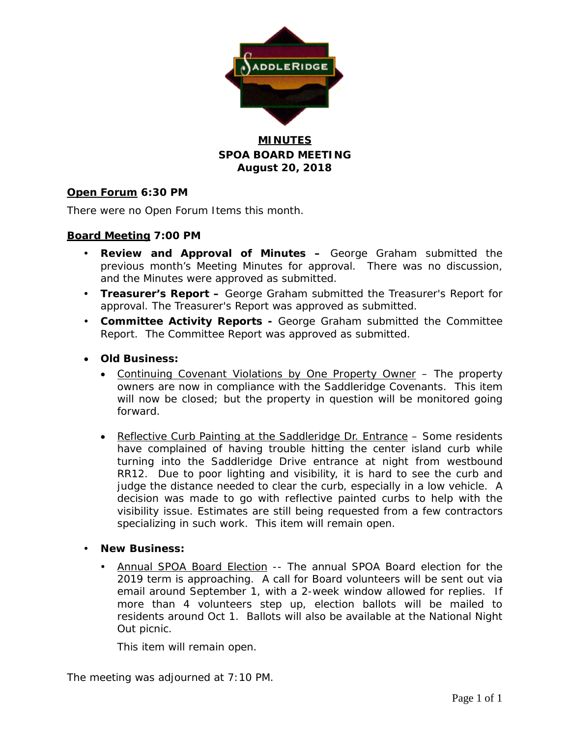# MINUTES
## SPOA BOARD MEETING
## August 20, 2018

**Open Forum 6:30 PM**

There were no Open Forum Items this month.

**Board Meeting 7:00 PM**

- **Review and Approval of Minutes –** George Graham submitted the previous month's Meeting Minutes for approval. There was no discussion, and the Minutes were approved as submitted.
- **Treasurer's Report –** George Graham submitted the Treasurer's Report for approval. The Treasurer's Report was approved as submitted.
- **Committee Activity Reports -** George Graham submitted the Committee Report. The Committee Report was approved as submitted.

- **Old Business:**
  - Continuing Covenant Violations by One Property Owner – The property owners are now in compliance with the Saddleridge Covenants. This item will now be closed; but the property in question will be monitored going forward.
  - Reflective Curb Painting at the Saddleridge Dr. Entrance – Some residents have complained of having trouble hitting the center island curb while turning into the Saddleridge Drive entrance at night from westbound RR12. Due to poor lighting and visibility, it is hard to see the curb and judge the distance needed to clear the curb, especially in a low vehicle. A decision was made to go with reflective painted curbs to help with the visibility issue. Estimates are still being requested from a few contractors specializing in such work. This item will remain open.

- **New Business:**
  - Annual SPOA Board Election -- The annual SPOA Board election for the 2019 term is approaching. A call for Board volunteers will be sent out via email around September 1, with a 2-week window allowed for replies. If more than 4 volunteers step up, election ballots will be mailed to residents around Oct 1. Ballots will also be available at the National Night Out picnic.

    This item will remain open.

The meeting was adjourned at 7:10 PM.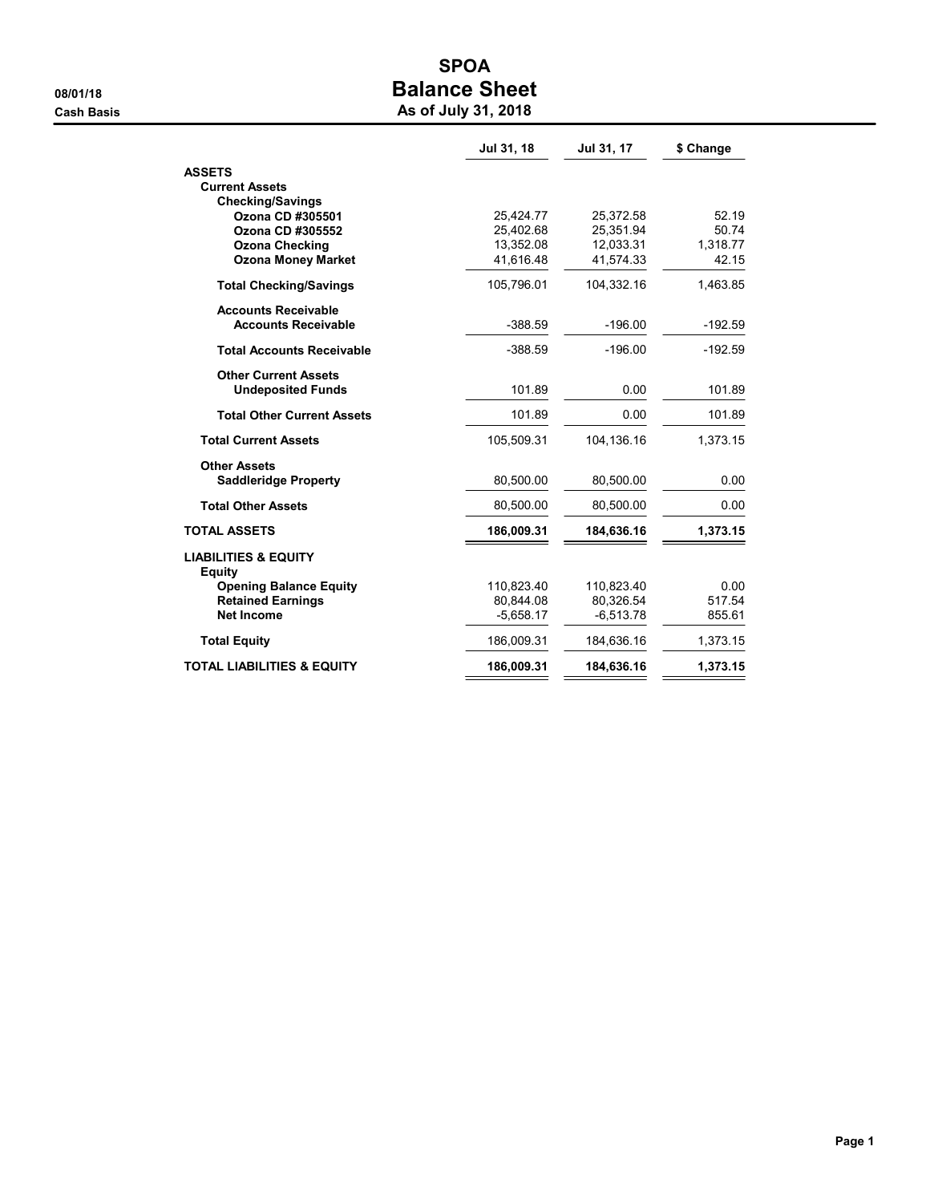# SPOA

## Balance Sheet

### As of July 31, 2018

08/01/18
Cash Basis

| | Jul 31, 18 | Jul 31, 17 | $ Change |
|---|---|---|---|
| **ASSETS** | | | |
| **Current Assets** | | | |
| **Checking/Savings** | | | |
| **Ozona CD #305501** | 25,424.77 | 25,372.58 | 52.19 |
| **Ozona CD #305552** | 25,402.68 | 25,351.94 | 50.74 |
| **Ozona Checking** | 13,352.08 | 12,033.31 | 1,318.77 |
| **Ozona Money Market** | 41,616.48 | 41,574.33 | 42.15 |
| **Total Checking/Savings** | 105,796.01 | 104,332.16 | 1,463.85 |
| **Accounts Receivable** | | | |
| **Accounts Receivable** | -388.59 | -196.00 | -192.59 |
| **Total Accounts Receivable** | -388.59 | -196.00 | -192.59 |
| **Other Current Assets** | | | |
| **Undeposited Funds** | 101.89 | 0.00 | 101.89 |
| **Total Other Current Assets** | 101.89 | 0.00 | 101.89 |
| **Total Current Assets** | 105,509.31 | 104,136.16 | 1,373.15 |
| **Other Assets** | | | |
| **Saddleridge Property** | 80,500.00 | 80,500.00 | 0.00 |
| **Total Other Assets** | 80,500.00 | 80,500.00 | 0.00 |
| **TOTAL ASSETS** | **186,009.31** | **184,636.16** | **1,373.15** |
| **LIABILITIES & EQUITY** | | | |
| **Equity** | | | |
| **Opening Balance Equity** | 110,823.40 | 110,823.40 | 0.00 |
| **Retained Earnings** | 80,844.08 | 80,326.54 | 517.54 |
| **Net Income** | -5,658.17 | -6,513.78 | 855.61 |
| **Total Equity** | 186,009.31 | 184,636.16 | 1,373.15 |
| **TOTAL LIABILITIES & EQUITY** | **186,009.31** | **184,636.16** | **1,373.15** |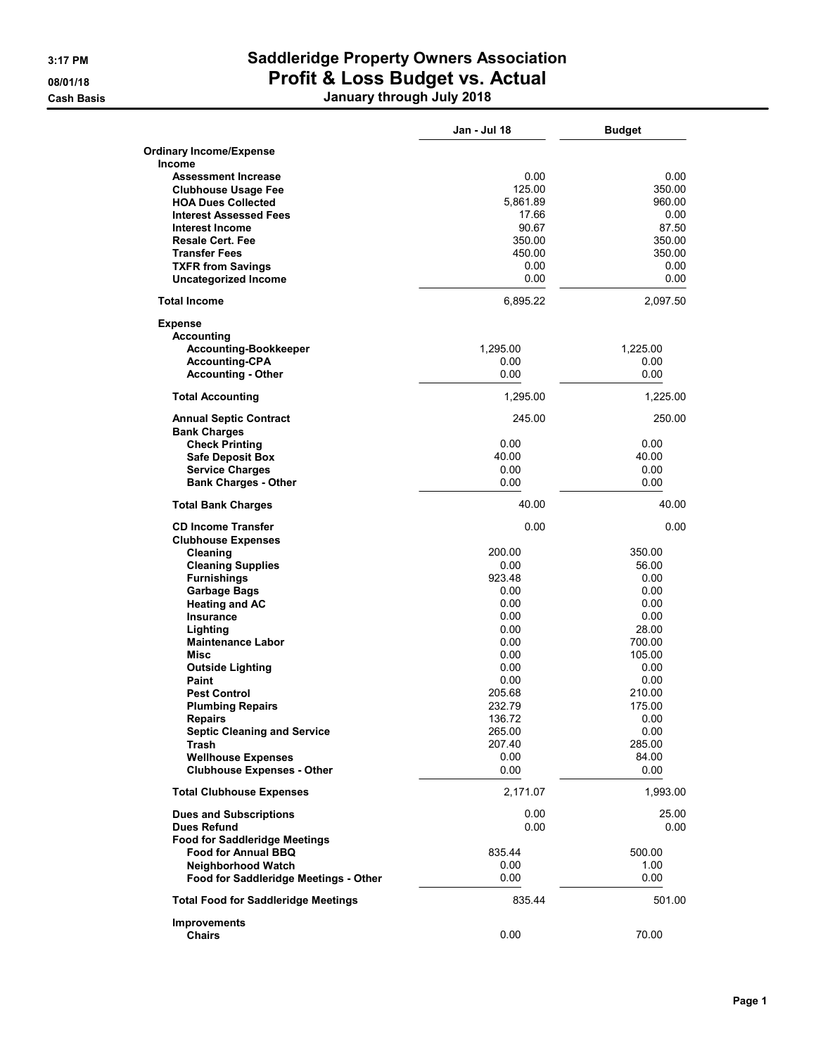# Saddleridge Property Owners Association

## Profit & Loss Budget vs. Actual

### January through July 2018

3:17 PM
08/01/18
Cash Basis

| | Jan - Jul 18 | Budget |
|---|---|---|
| **Ordinary Income/Expense** | | |
| **Income** | | |
| **Assessment Increase** | 0.00 | 0.00 |
| **Clubhouse Usage Fee** | 125.00 | 350.00 |
| **HOA Dues Collected** | 5,861.89 | 960.00 |
| **Interest Assessed Fees** | 17.66 | 0.00 |
| **Interest Income** | 90.67 | 87.50 |
| **Resale Cert. Fee** | 350.00 | 350.00 |
| **Transfer Fees** | 450.00 | 350.00 |
| **TXFR from Savings** | 0.00 | 0.00 |
| **Uncategorized Income** | 0.00 | 0.00 |
| **Total Income** | 6,895.22 | 2,097.50 |
| **Expense** | | |
| **Accounting** | | |
| **Accounting-Bookkeeper** | 1,295.00 | 1,225.00 |
| **Accounting-CPA** | 0.00 | 0.00 |
| **Accounting - Other** | 0.00 | 0.00 |
| **Total Accounting** | 1,295.00 | 1,225.00 |
| **Annual Septic Contract** | 245.00 | 250.00 |
| **Bank Charges** | | |
| **Check Printing** | 0.00 | 0.00 |
| **Safe Deposit Box** | 40.00 | 40.00 |
| **Service Charges** | 0.00 | 0.00 |
| **Bank Charges - Other** | 0.00 | 0.00 |
| **Total Bank Charges** | 40.00 | 40.00 |
| **CD Income Transfer** | 0.00 | 0.00 |
| **Clubhouse Expenses** | | |
| **Cleaning** | 200.00 | 350.00 |
| **Cleaning Supplies** | 0.00 | 56.00 |
| **Furnishings** | 923.48 | 0.00 |
| **Garbage Bags** | 0.00 | 0.00 |
| **Heating and AC** | 0.00 | 0.00 |
| **Insurance** | 0.00 | 0.00 |
| **Lighting** | 0.00 | 28.00 |
| **Maintenance Labor** | 0.00 | 700.00 |
| **Misc** | 0.00 | 105.00 |
| **Outside Lighting** | 0.00 | 0.00 |
| **Paint** | 0.00 | 0.00 |
| **Pest Control** | 205.68 | 210.00 |
| **Plumbing Repairs** | 232.79 | 175.00 |
| **Repairs** | 136.72 | 0.00 |
| **Septic Cleaning and Service** | 265.00 | 0.00 |
| **Trash** | 207.40 | 285.00 |
| **Wellhouse Expenses** | 0.00 | 84.00 |
| **Clubhouse Expenses - Other** | 0.00 | 0.00 |
| **Total Clubhouse Expenses** | 2,171.07 | 1,993.00 |
| **Dues and Subscriptions** | 0.00 | 25.00 |
| **Dues Refund** | 0.00 | 0.00 |
| **Food for Saddleridge Meetings** | | |
| **Food for Annual BBQ** | 835.44 | 500.00 |
| **Neighborhood Watch** | 0.00 | 1.00 |
| **Food for Saddleridge Meetings - Other** | 0.00 | 0.00 |
| **Total Food for Saddleridge Meetings** | 835.44 | 501.00 |
| **Improvements** | | |
| **Chairs** | 0.00 | 70.00 |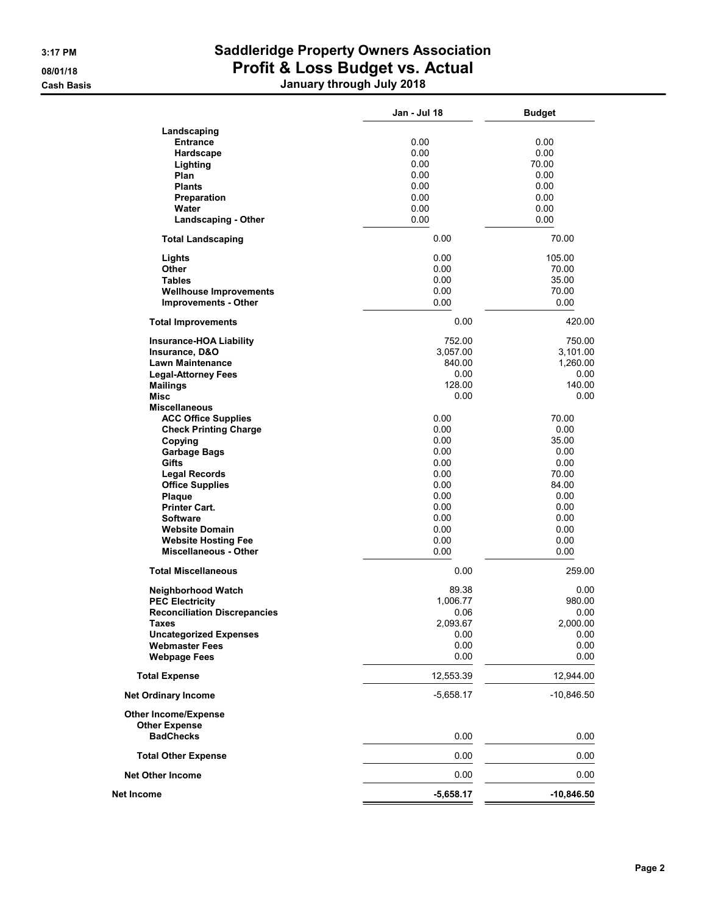# Saddleridge Property Owners Association

## Profit & Loss Budget vs. Actual

### January through July 2018

3:17 PM
08/01/18
Cash Basis

| | Jan - Jul 18 | Budget |
|---|---|---|
| Landscaping | | |
| Entrance | 0.00 | 0.00 |
| Hardscape | 0.00 | 0.00 |
| Lighting | 0.00 | 70.00 |
| Plan | 0.00 | 0.00 |
| Plants | 0.00 | 0.00 |
| Preparation | 0.00 | 0.00 |
| Water | 0.00 | 0.00 |
| Landscaping - Other | 0.00 | 0.00 |
| Total Landscaping | 0.00 | 70.00 |
| Lights | 0.00 | 105.00 |
| Other | 0.00 | 70.00 |
| Tables | 0.00 | 35.00 |
| Wellhouse Improvements | 0.00 | 70.00 |
| Improvements - Other | 0.00 | 0.00 |
| Total Improvements | 0.00 | 420.00 |
| Insurance-HOA Liability | 752.00 | 750.00 |
| Insurance, D&O | 3,057.00 | 3,101.00 |
| Lawn Maintenance | 840.00 | 1,260.00 |
| Legal-Attorney Fees | 0.00 | 0.00 |
| Mailings | 128.00 | 140.00 |
| Misc | 0.00 | 0.00 |
| Miscellaneous | | |
| ACC Office Supplies | 0.00 | 70.00 |
| Check Printing Charge | 0.00 | 0.00 |
| Copying | 0.00 | 35.00 |
| Garbage Bags | 0.00 | 0.00 |
| Gifts | 0.00 | 0.00 |
| Legal Records | 0.00 | 70.00 |
| Office Supplies | 0.00 | 84.00 |
| Plaque | 0.00 | 0.00 |
| Printer Cart. | 0.00 | 0.00 |
| Software | 0.00 | 0.00 |
| Website Domain | 0.00 | 0.00 |
| Website Hosting Fee | 0.00 | 0.00 |
| Miscellaneous - Other | 0.00 | 0.00 |
| Total Miscellaneous | 0.00 | 259.00 |
| Neighborhood Watch | 89.38 | 0.00 |
| PEC Electricity | 1,006.77 | 980.00 |
| Reconciliation Discrepancies | 0.06 | 0.00 |
| Taxes | 2,093.67 | 2,000.00 |
| Uncategorized Expenses | 0.00 | 0.00 |
| Webmaster Fees | 0.00 | 0.00 |
| Webpage Fees | 0.00 | 0.00 |
| Total Expense | 12,553.39 | 12,944.00 |
| Net Ordinary Income | -5,658.17 | -10,846.50 |
| Other Income/Expense | | |
| Other Expense | | |
| BadChecks | 0.00 | 0.00 |
| Total Other Expense | 0.00 | 0.00 |
| Net Other Income | 0.00 | 0.00 |
| **Net Income** | **-5,658.17** | **-10,846.50** |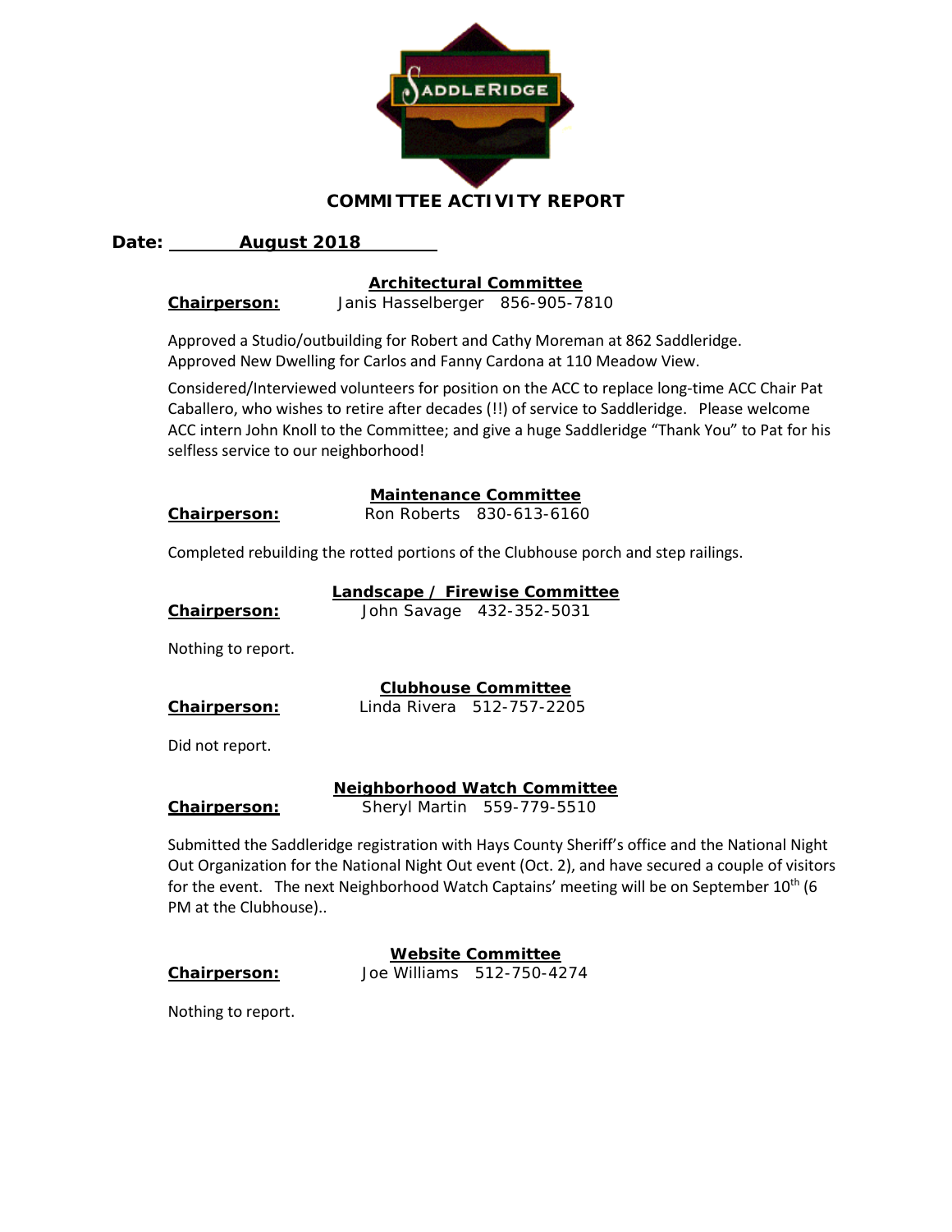# COMMITTEE ACTIVITY REPORT

**Date: August 2018**

## Architectural Committee

**Chairperson:** Janis Hasselberger 856-905-7810

Approved a Studio/outbuilding for Robert and Cathy Moreman at 862 Saddleridge.
Approved New Dwelling for Carlos and Fanny Cardona at 110 Meadow View.

Considered/Interviewed volunteers for position on the ACC to replace long-time ACC Chair Pat Caballero, who wishes to retire after decades (!!) of service to Saddleridge. Please welcome ACC intern John Knoll to the Committee; and give a huge Saddleridge "Thank You" to Pat for his selfless service to our neighborhood!

## Maintenance Committee

**Chairperson:** Ron Roberts 830-613-6160

Completed rebuilding the rotted portions of the Clubhouse porch and step railings.

## Landscape / Firewise Committee

**Chairperson:** John Savage 432-352-5031

Nothing to report.

## Clubhouse Committee

**Chairperson:** Linda Rivera 512-757-2205

Did not report.

## Neighborhood Watch Committee

**Chairperson:** Sheryl Martin 559-779-5510

Submitted the Saddleridge registration with Hays County Sheriff's office and the National Night Out Organization for the National Night Out event (Oct. 2), and have secured a couple of visitors for the event. The next Neighborhood Watch Captains' meeting will be on September 10th (6 PM at the Clubhouse)..

## Website Committee

**Chairperson:** Joe Williams 512-750-4274

Nothing to report.